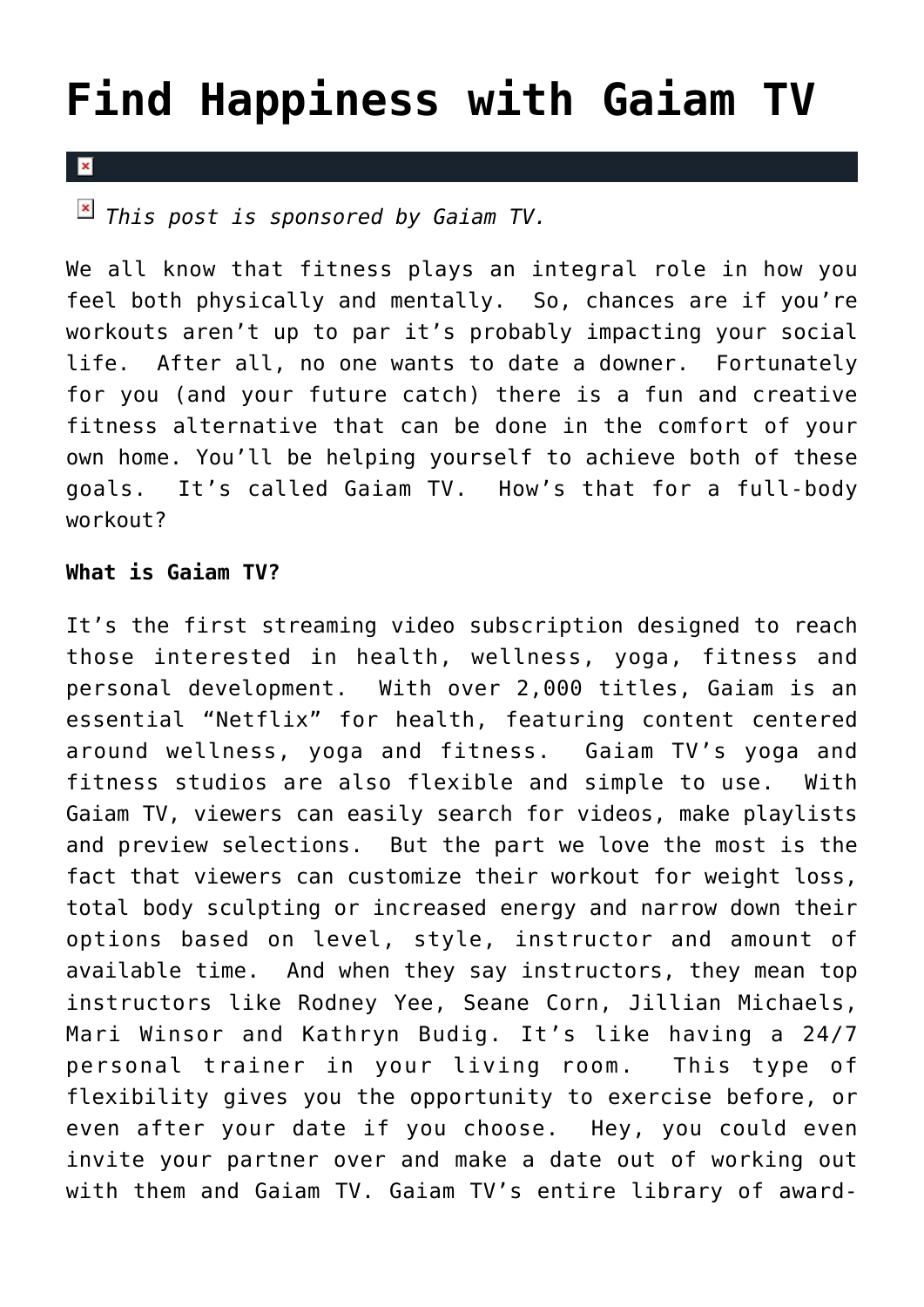# Find Happiness with Gaiam TV

*This post is sponsored by Gaiam TV.*

We all know that fitness plays an integral role in how you feel both physically and mentally.  So, chances are if you're workouts aren't up to par it's probably impacting your social life.  After all, no one wants to date a downer.  Fortunately for you (and your future catch) there is a fun and creative fitness alternative that can be done in the comfort of your own home. You'll be helping yourself to achieve both of these goals.  It's called Gaiam TV.  How's that for a full-body workout?

**What is Gaiam TV?**

It's the first streaming video subscription designed to reach those interested in health, wellness, yoga, fitness and personal development.  With over 2,000 titles, Gaiam is an essential "Netflix" for health, featuring content centered around wellness, yoga and fitness.  Gaiam TV's yoga and fitness studios are also flexible and simple to use.  With Gaiam TV, viewers can easily search for videos, make playlists and preview selections.  But the part we love the most is the fact that viewers can customize their workout for weight loss, total body sculpting or increased energy and narrow down their options based on level, style, instructor and amount of available time.  And when they say instructors, they mean top instructors like Rodney Yee, Seane Corn, Jillian Michaels, Mari Winsor and Kathryn Budig. It's like having a 24/7 personal trainer in your living room.  This type of flexibility gives you the opportunity to exercise before, or even after your date if you choose.  Hey, you could even invite your partner over and make a date out of working out with them and Gaiam TV. Gaiam TV's entire library of award-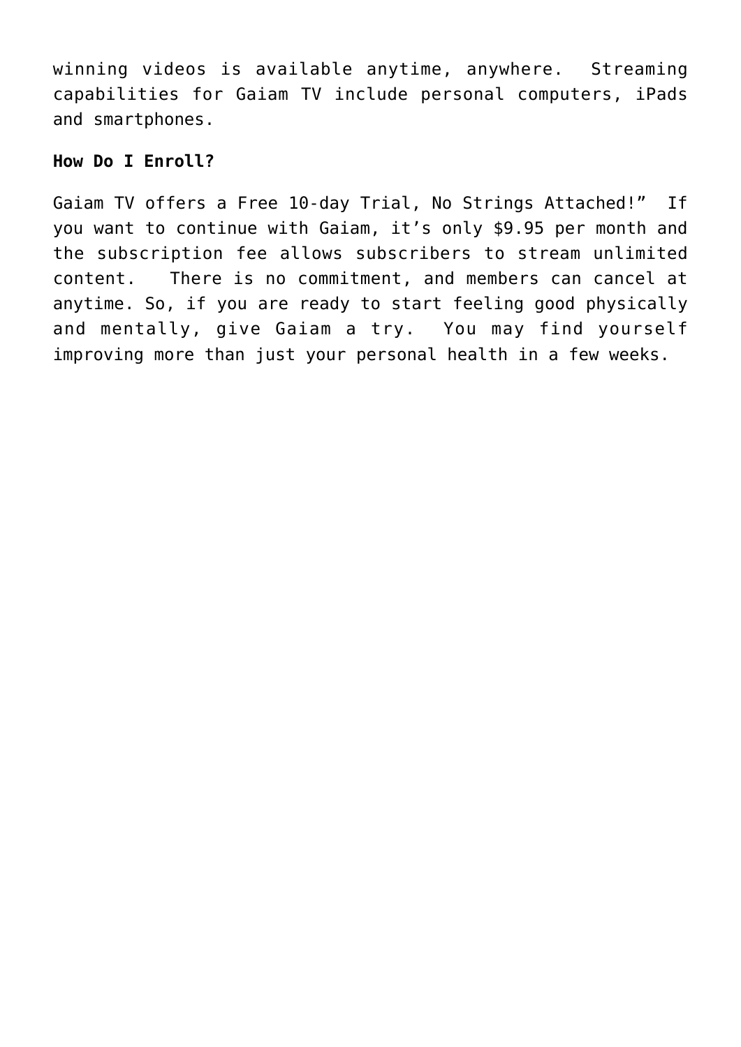winning videos is available anytime, anywhere. Streaming capabilities for Gaiam TV include personal computers, iPads and smartphones.

**How Do I Enroll?**

Gaiam TV offers a Free 10-day Trial, No Strings Attached!" If you want to continue with Gaiam, it's only $9.95 per month and the subscription fee allows subscribers to stream unlimited content. There is no commitment, and members can cancel at anytime. So, if you are ready to start feeling good physically and mentally, give Gaiam a try. You may find yourself improving more than just your personal health in a few weeks.